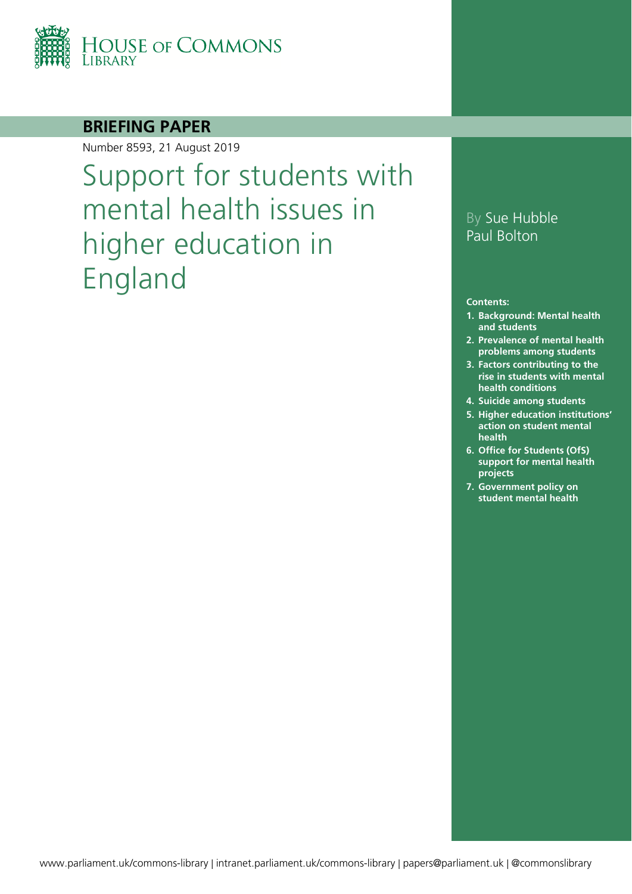House of Commons Library

**BRIEFING PAPER**

Number 8593, 21 August 2019

# Support for students with mental health issues in higher education in England

By Sue Hubble
Paul Bolton

**Contents:**

1. **Background: Mental health and students**
2. **Prevalence of mental health problems among students**
3. **Factors contributing to the rise in students with mental health conditions**
4. **Suicide among students**
5. **Higher education institutions' action on student mental health**
6. **Office for Students (OfS) support for mental health projects**
7. **Government policy on student mental health**

www.parliament.uk/commons-library | intranet.parliament.uk/commons-library | papers@parliament.uk | @commonslibrary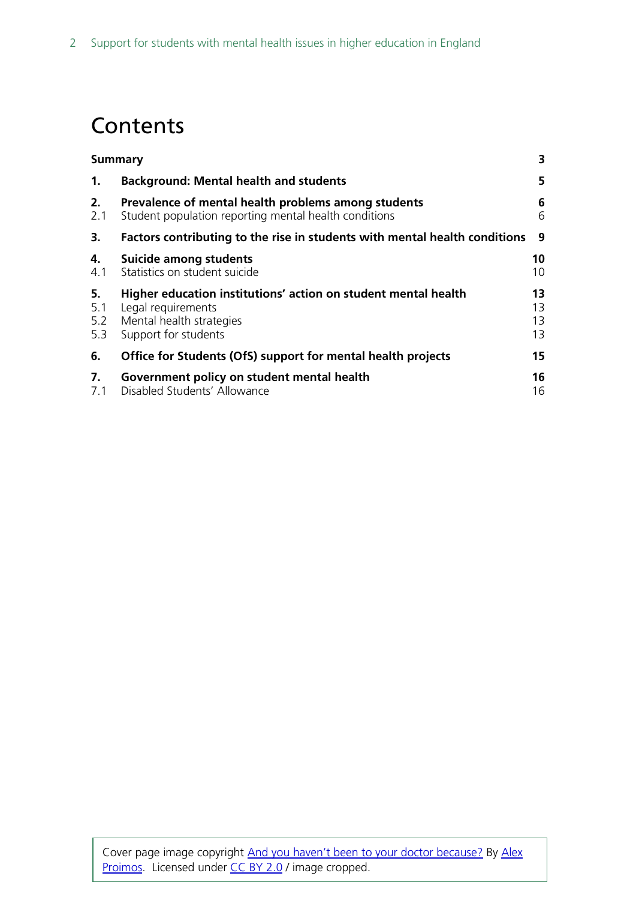# Contents

| | | |
|---|---|---|
| **Summary** | | **3** |
| **1.** | **Background: Mental health and students** | **5** |
| **2.** | **Prevalence of mental health problems among students** | **6** |
| 2.1 | Student population reporting mental health conditions | 6 |
| **3.** | **Factors contributing to the rise in students with mental health conditions** | **9** |
| **4.** | **Suicide among students** | **10** |
| 4.1 | Statistics on student suicide | 10 |
| **5.** | **Higher education institutions' action on student mental health** | **13** |
| 5.1 | Legal requirements | 13 |
| 5.2 | Mental health strategies | 13 |
| 5.3 | Support for students | 13 |
| **6.** | **Office for Students (OfS) support for mental health projects** | **15** |
| **7.** | **Government policy on student mental health** | **16** |
| 7.1 | Disabled Students' Allowance | 16 |

Cover page image copyright And you haven't been to your doctor because? By Alex Proimos. Licensed under CC BY 2.0 / image cropped.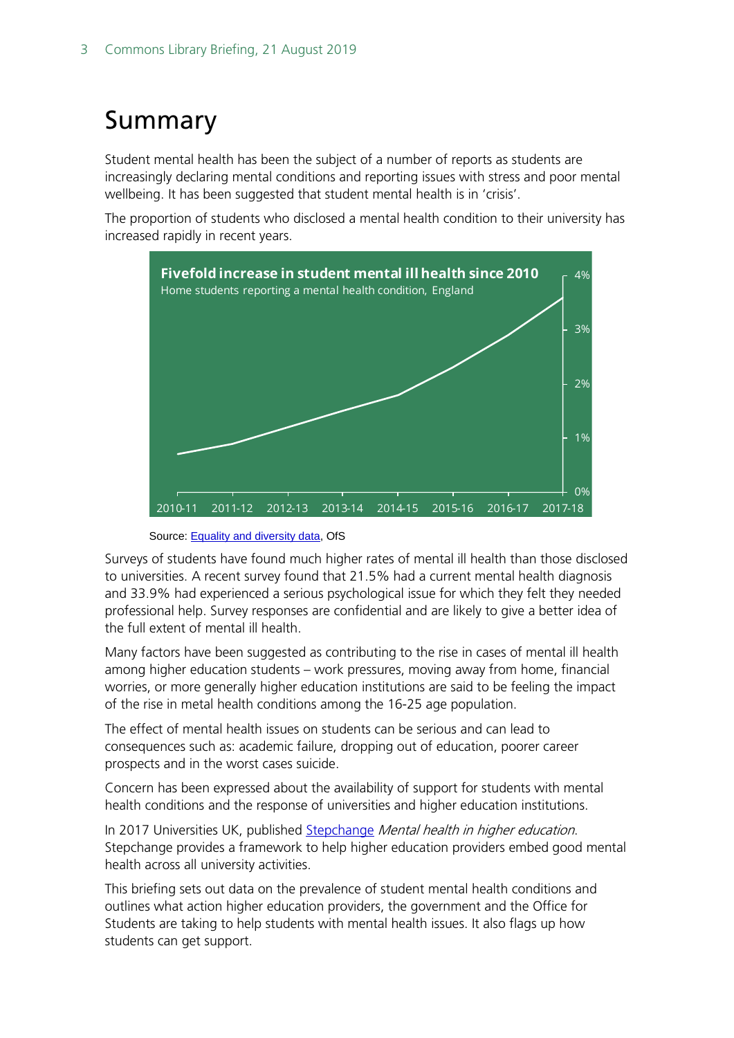# Summary

Student mental health has been the subject of a number of reports as students are increasingly declaring mental conditions and reporting issues with stress and poor mental wellbeing. It has been suggested that student mental health is in 'crisis'.

The proportion of students who disclosed a mental health condition to their university has increased rapidly in recent years.

**Fivefold increase in student mental ill health since 2010**

Home students reporting a mental health condition, England

Source: Equality and diversity data, OfS

Surveys of students have found much higher rates of mental ill health than those disclosed to universities. A recent survey found that 21.5% had a current mental health diagnosis and 33.9% had experienced a serious psychological issue for which they felt they needed professional help. Survey responses are confidential and are likely to give a better idea of the full extent of mental ill health.

Many factors have been suggested as contributing to the rise in cases of mental ill health among higher education students – work pressures, moving away from home, financial worries, or more generally higher education institutions are said to be feeling the impact of the rise in metal health conditions among the 16-25 age population.

The effect of mental health issues on students can be serious and can lead to consequences such as: academic failure, dropping out of education, poorer career prospects and in the worst cases suicide.

Concern has been expressed about the availability of support for students with mental health conditions and the response of universities and higher education institutions.

In 2017 Universities UK, published Stepchange *Mental health in higher education*. Stepchange provides a framework to help higher education providers embed good mental health across all university activities.

This briefing sets out data on the prevalence of student mental health conditions and outlines what action higher education providers, the government and the Office for Students are taking to help students with mental health issues. It also flags up how students can get support.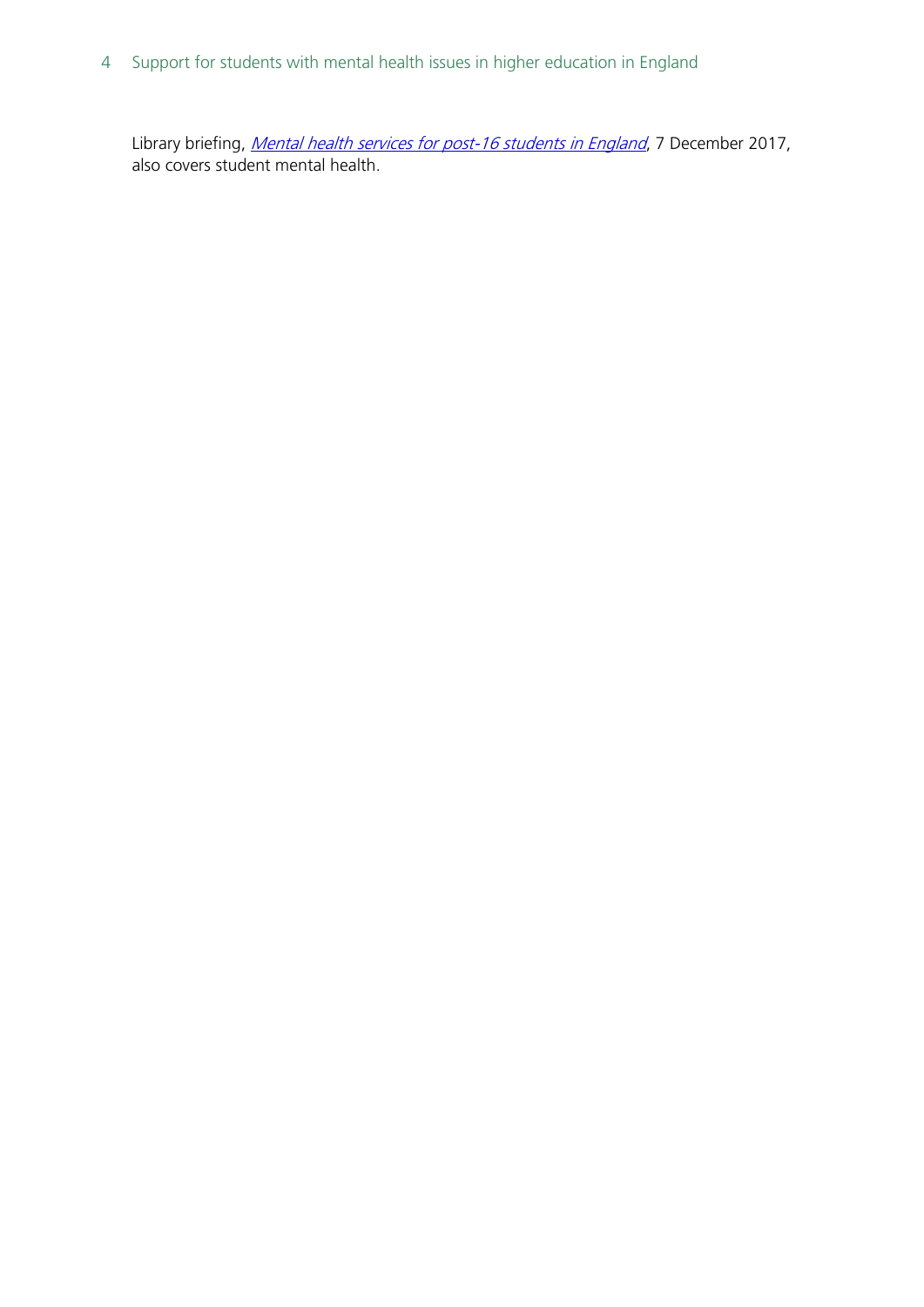Library briefing, *Mental health services for post-16 students in England*, 7 December 2017, also covers student mental health.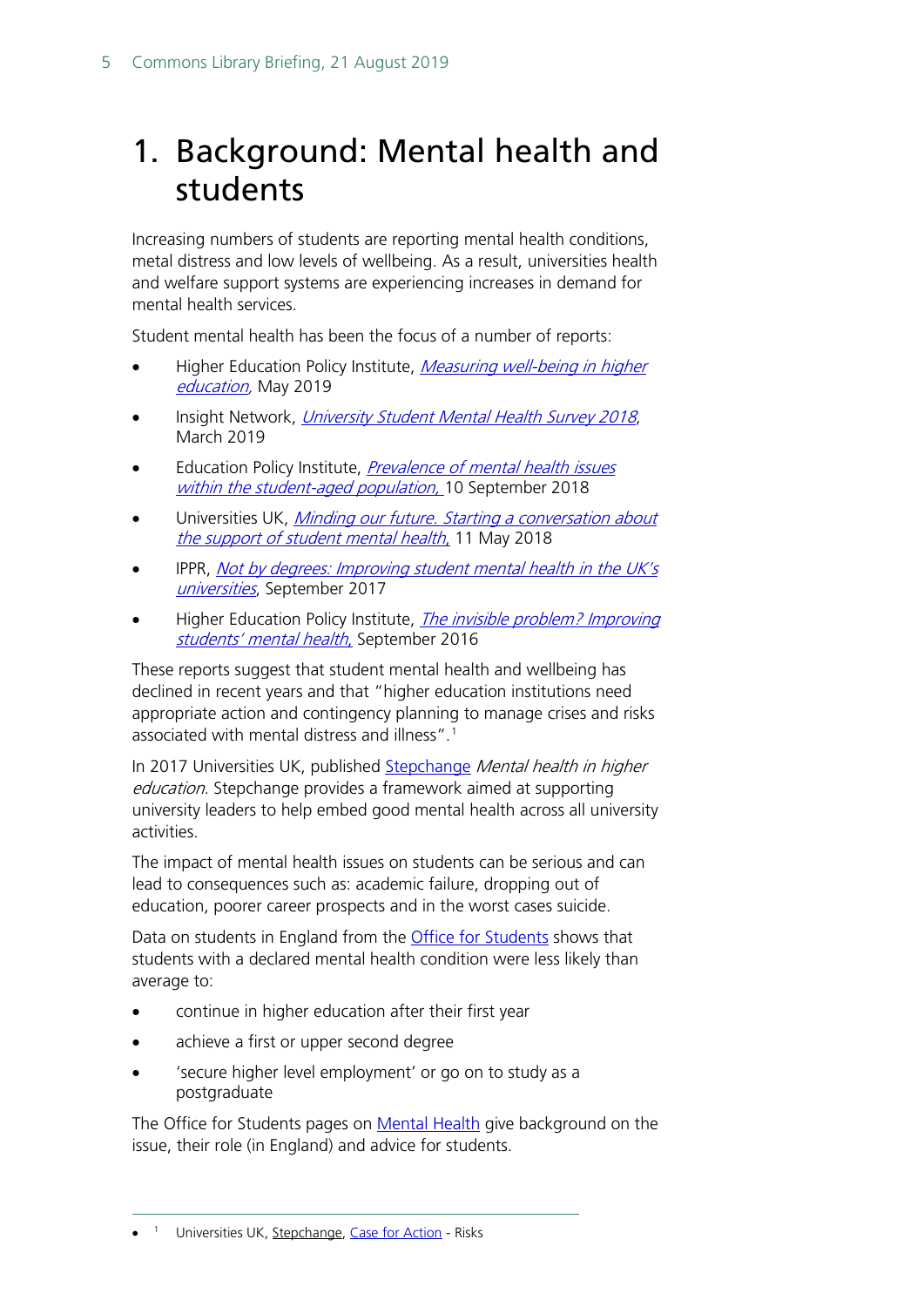# 1. Background: Mental health and students

Increasing numbers of students are reporting mental health conditions, metal distress and low levels of wellbeing. As a result, universities health and welfare support systems are experiencing increases in demand for mental health services.

Student mental health has been the focus of a number of reports:

- Higher Education Policy Institute, *Measuring well-being in higher education*, May 2019
- Insight Network, *University Student Mental Health Survey 2018*, March 2019
- Education Policy Institute, *Prevalence of mental health issues within the student-aged population,* 10 September 2018
- Universities UK, *Minding our future. Starting a conversation about the support of student mental health*, 11 May 2018
- IPPR, *Not by degrees: Improving student mental health in the UK's universities*, September 2017
- Higher Education Policy Institute, *The invisible problem? Improving students' mental health,* September 2016

These reports suggest that student mental health and wellbeing has declined in recent years and that "higher education institutions need appropriate action and contingency planning to manage crises and risks associated with mental distress and illness".[1]

In 2017 Universities UK, published Stepchange *Mental health in higher education*. Stepchange provides a framework aimed at supporting university leaders to help embed good mental health across all university activities.

The impact of mental health issues on students can be serious and can lead to consequences such as: academic failure, dropping out of education, poorer career prospects and in the worst cases suicide.

Data on students in England from the Office for Students shows that students with a declared mental health condition were less likely than average to:

- continue in higher education after their first year
- achieve a first or upper second degree
- 'secure higher level employment' or go on to study as a postgraduate

The Office for Students pages on Mental Health give background on the issue, their role (in England) and advice for students.

---

[1] Universities UK, Stepchange, Case for Action - Risks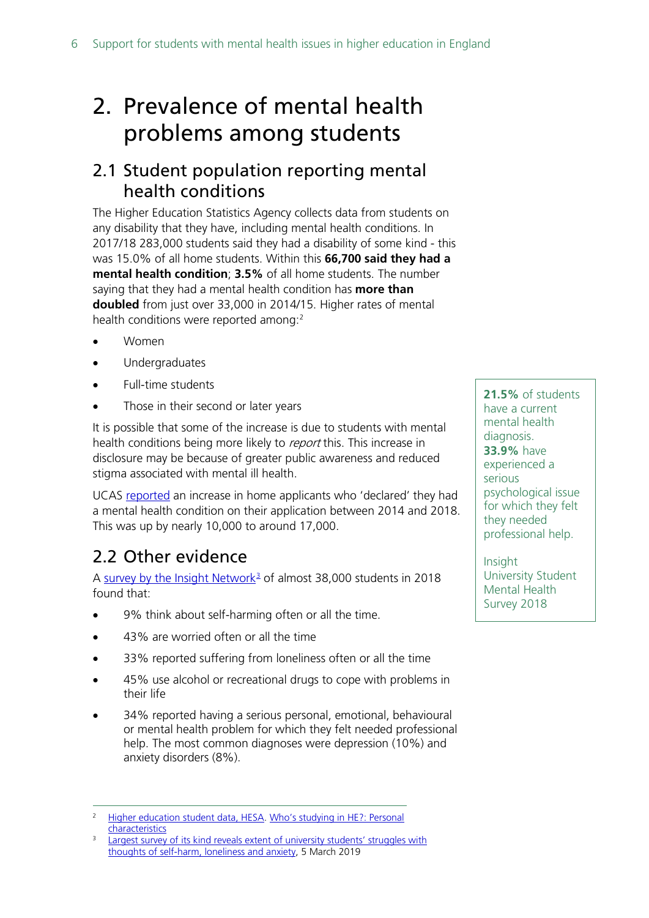# 2. Prevalence of mental health problems among students

## 2.1 Student population reporting mental health conditions

The Higher Education Statistics Agency collects data from students on any disability that they have, including mental health conditions. In 2017/18 283,000 students said they had a disability of some kind - this was 15.0% of all home students. Within this **66,700 said they had a mental health condition**; **3.5%** of all home students. The number saying that they had a mental health condition has **more than doubled** from just over 33,000 in 2014/15. Higher rates of mental health conditions were reported among:[2]

- Women
- Undergraduates
- Full-time students
- Those in their second or later years

It is possible that some of the increase is due to students with mental health conditions being more likely to *report* this. This increase in disclosure may be because of greater public awareness and reduced stigma associated with mental ill health.

UCAS reported an increase in home applicants who 'declared' they had a mental health condition on their application between 2014 and 2018. This was up by nearly 10,000 to around 17,000.

## 2.2 Other evidence

A survey by the Insight Network[3] of almost 38,000 students in 2018 found that:

- 9% think about self-harming often or all the time.
- 43% are worried often or all the time
- 33% reported suffering from loneliness often or all the time
- 45% use alcohol or recreational drugs to cope with problems in their life
- 34% reported having a serious personal, emotional, behavioural or mental health problem for which they felt needed professional help. The most common diagnoses were depression (10%) and anxiety disorders (8%).

> **21.5%** of students have a current mental health diagnosis.
> **33.9%** have experienced a serious psychological issue for which they felt they needed professional help.
>
> Insight University Student Mental Health Survey 2018

[2] Higher education student data, HESA. Who's studying in HE?: Personal characteristics

[3] Largest survey of its kind reveals extent of university students' struggles with thoughts of self-harm, loneliness and anxiety, 5 March 2019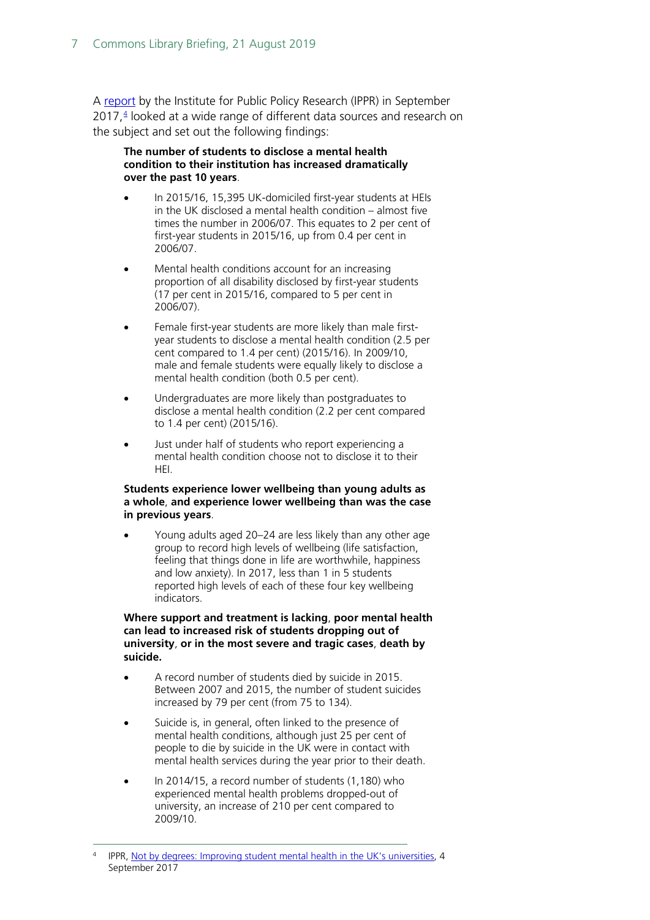A report by the Institute for Public Policy Research (IPPR) in September 2017,[4] looked at a wide range of different data sources and research on the subject and set out the following findings:

> **The number of students to disclose a mental health condition to their institution has increased dramatically over the past 10 years**.
>
> - In 2015/16, 15,395 UK-domiciled first-year students at HEIs in the UK disclosed a mental health condition – almost five times the number in 2006/07. This equates to 2 per cent of first-year students in 2015/16, up from 0.4 per cent in 2006/07.
> - Mental health conditions account for an increasing proportion of all disability disclosed by first-year students (17 per cent in 2015/16, compared to 5 per cent in 2006/07).
> - Female first-year students are more likely than male first-year students to disclose a mental health condition (2.5 per cent compared to 1.4 per cent) (2015/16). In 2009/10, male and female students were equally likely to disclose a mental health condition (both 0.5 per cent).
> - Undergraduates are more likely than postgraduates to disclose a mental health condition (2.2 per cent compared to 1.4 per cent) (2015/16).
> - Just under half of students who report experiencing a mental health condition choose not to disclose it to their HEI.
>
> **Students experience lower wellbeing than young adults as a whole**, **and experience lower wellbeing than was the case in previous years**.
>
> - Young adults aged 20–24 are less likely than any other age group to record high levels of wellbeing (life satisfaction, feeling that things done in life are worthwhile, happiness and low anxiety). In 2017, less than 1 in 5 students reported high levels of each of these four key wellbeing indicators.
>
> **Where support and treatment is lacking**, **poor mental health can lead to increased risk of students dropping out of university**, **or in the most severe and tragic cases**, **death by suicide.**
>
> - A record number of students died by suicide in 2015. Between 2007 and 2015, the number of student suicides increased by 79 per cent (from 75 to 134).
> - Suicide is, in general, often linked to the presence of mental health conditions, although just 25 per cent of people to die by suicide in the UK were in contact with mental health services during the year prior to their death.
> - In 2014/15, a record number of students (1,180) who experienced mental health problems dropped-out of university, an increase of 210 per cent compared to 2009/10.

[4] IPPR, Not by degrees: Improving student mental health in the UK's universities, 4 September 2017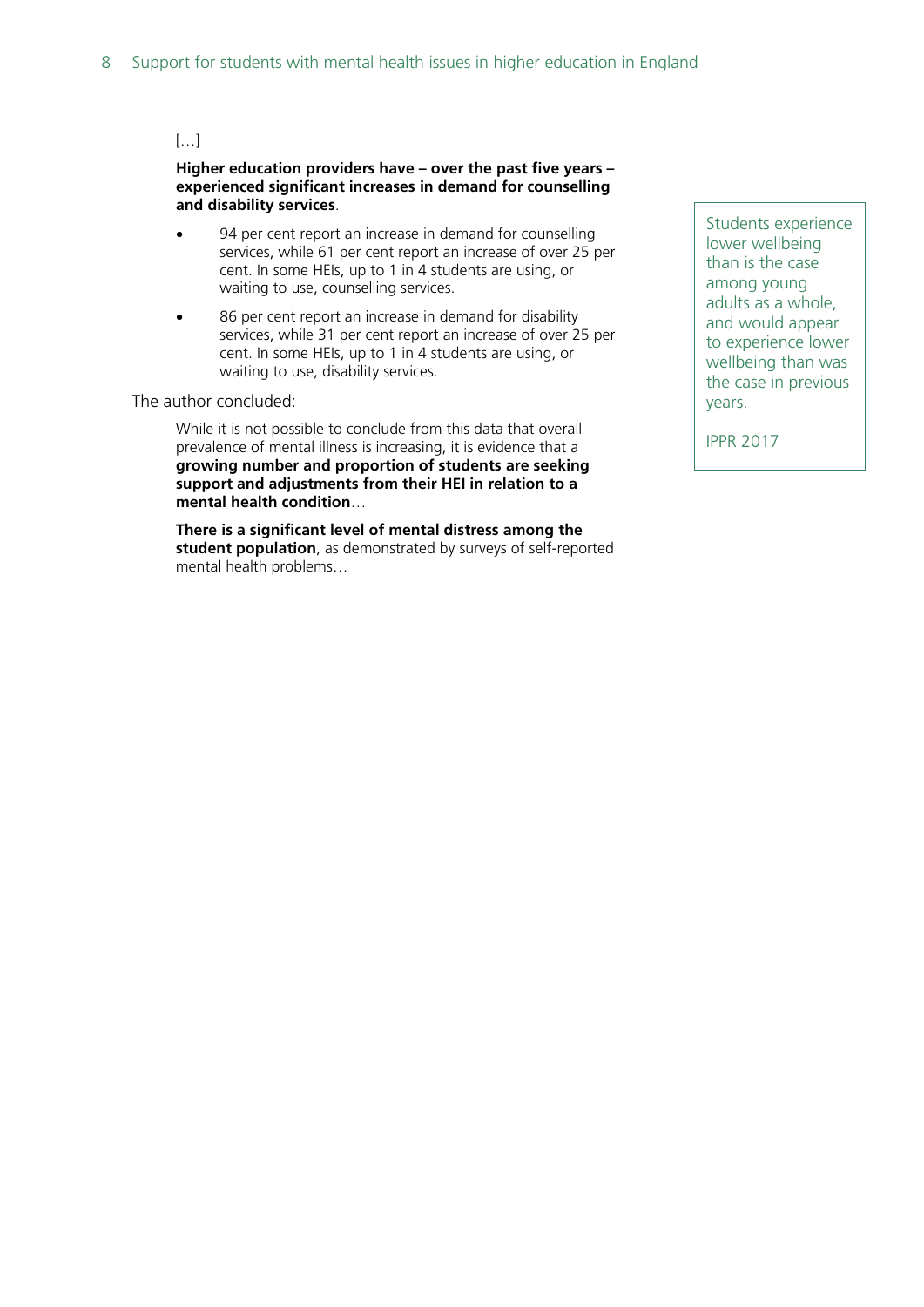[…]

**Higher education providers have – over the past five years – experienced significant increases in demand for counselling and disability services**.

- 94 per cent report an increase in demand for counselling services, while 61 per cent report an increase of over 25 per cent. In some HEIs, up to 1 in 4 students are using, or waiting to use, counselling services.
- 86 per cent report an increase in demand for disability services, while 31 per cent report an increase of over 25 per cent. In some HEIs, up to 1 in 4 students are using, or waiting to use, disability services.

The author concluded:

> While it is not possible to conclude from this data that overall prevalence of mental illness is increasing, it is evidence that a **growing number and proportion of students are seeking support and adjustments from their HEI in relation to a mental health condition**…
>
> **There is a significant level of mental distress among the student population**, as demonstrated by surveys of self-reported mental health problems…

Students experience lower wellbeing than is the case among young adults as a whole, and would appear to experience lower wellbeing than was the case in previous years.

IPPR 2017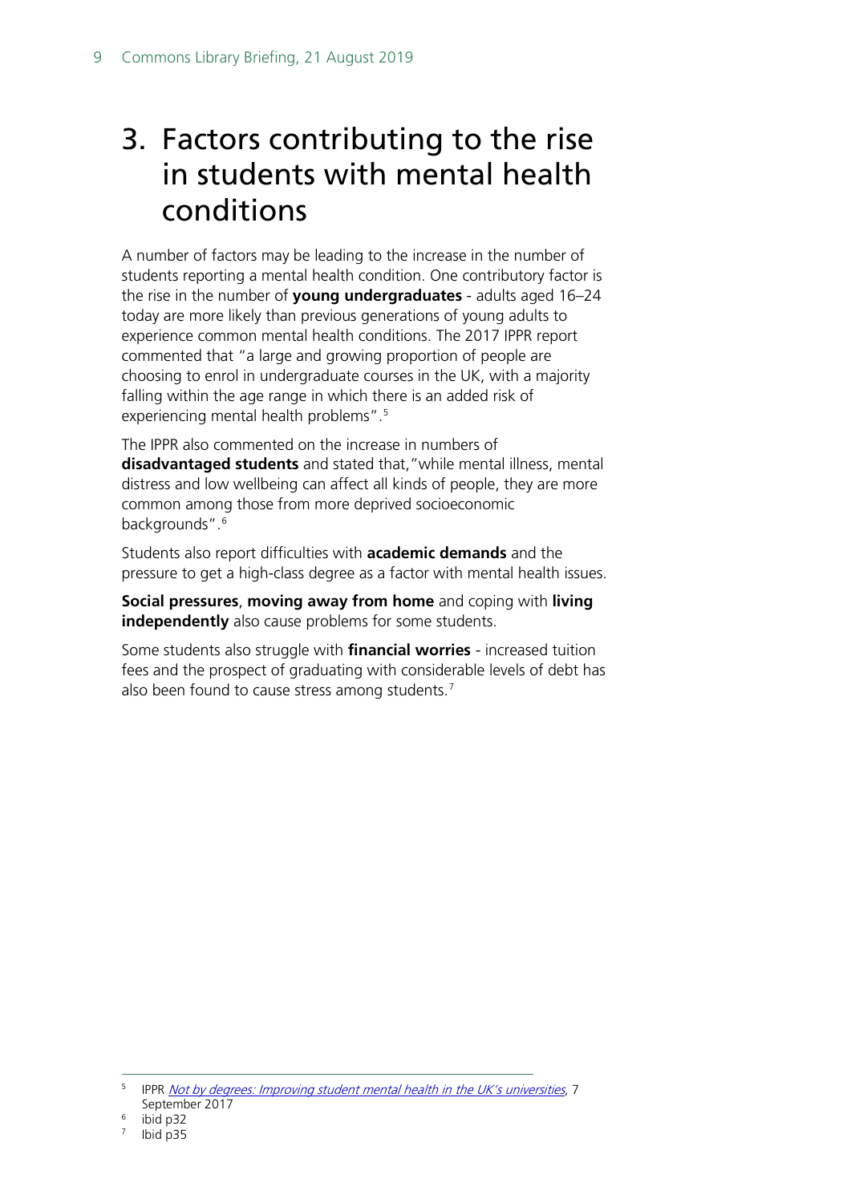# 3. Factors contributing to the rise in students with mental health conditions

A number of factors may be leading to the increase in the number of students reporting a mental health condition. One contributory factor is the rise in the number of **young undergraduates** - adults aged 16–24 today are more likely than previous generations of young adults to experience common mental health conditions. The 2017 IPPR report commented that "a large and growing proportion of people are choosing to enrol in undergraduate courses in the UK, with a majority falling within the age range in which there is an added risk of experiencing mental health problems".[5]

The IPPR also commented on the increase in numbers of **disadvantaged students** and stated that,"while mental illness, mental distress and low wellbeing can affect all kinds of people, they are more common among those from more deprived socioeconomic backgrounds".[6]

Students also report difficulties with **academic demands** and the pressure to get a high-class degree as a factor with mental health issues.

**Social pressures**, **moving away from home** and coping with **living independently** also cause problems for some students.

Some students also struggle with **financial worries** - increased tuition fees and the prospect of graduating with considerable levels of debt has also been found to cause stress among students.[7]

---

[5] IPPR *Not by degrees: Improving student mental health in the UK's universities*, 7 September 2017

[6] ibid p32

[7] Ibid p35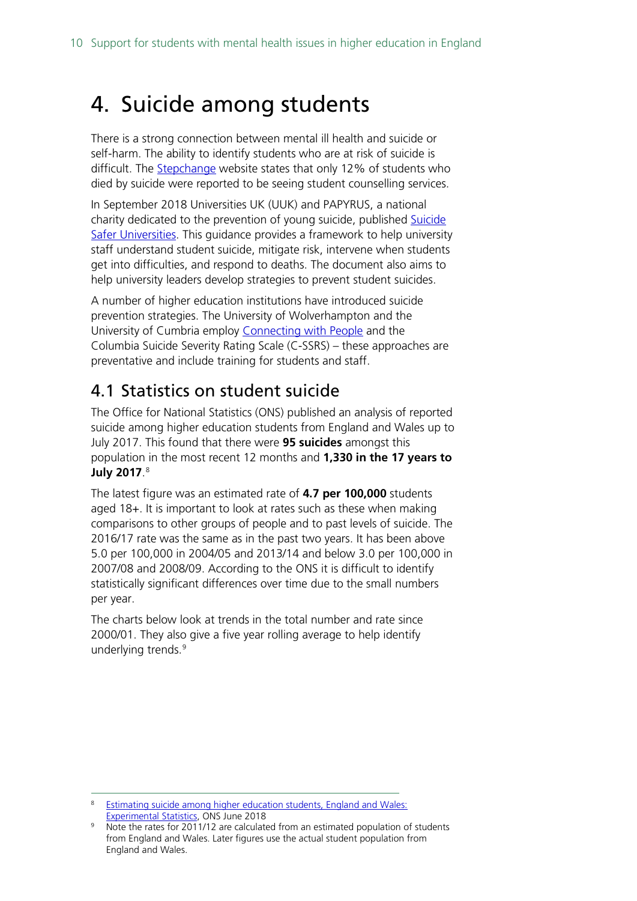# 4. Suicide among students

There is a strong connection between mental ill health and suicide or self-harm. The ability to identify students who are at risk of suicide is difficult. The Stepchange website states that only 12% of students who died by suicide were reported to be seeing student counselling services.

In September 2018 Universities UK (UUK) and PAPYRUS, a national charity dedicated to the prevention of young suicide, published Suicide Safer Universities. This guidance provides a framework to help university staff understand student suicide, mitigate risk, intervene when students get into difficulties, and respond to deaths. The document also aims to help university leaders develop strategies to prevent student suicides.

A number of higher education institutions have introduced suicide prevention strategies. The University of Wolverhampton and the University of Cumbria employ Connecting with People and the Columbia Suicide Severity Rating Scale (C-SSRS) – these approaches are preventative and include training for students and staff.

## 4.1 Statistics on student suicide

The Office for National Statistics (ONS) published an analysis of reported suicide among higher education students from England and Wales up to July 2017. This found that there were **95 suicides** amongst this population in the most recent 12 months and **1,330 in the 17 years to July 2017**.[8]

The latest figure was an estimated rate of **4.7 per 100,000** students aged 18+. It is important to look at rates such as these when making comparisons to other groups of people and to past levels of suicide. The 2016/17 rate was the same as in the past two years. It has been above 5.0 per 100,000 in 2004/05 and 2013/14 and below 3.0 per 100,000 in 2007/08 and 2008/09. According to the ONS it is difficult to identify statistically significant differences over time due to the small numbers per year.

The charts below look at trends in the total number and rate since 2000/01. They also give a five year rolling average to help identify underlying trends.[9]

---

[8] Estimating suicide among higher education students, England and Wales: Experimental Statistics, ONS June 2018

[9] Note the rates for 2011/12 are calculated from an estimated population of students from England and Wales. Later figures use the actual student population from England and Wales.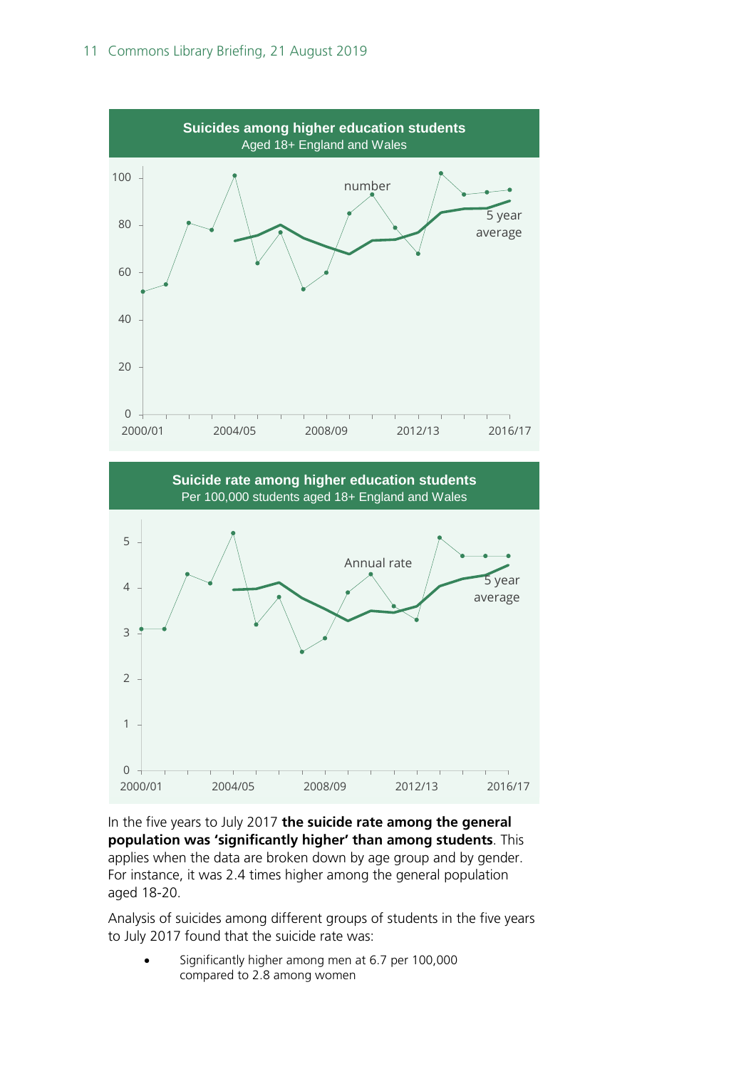**Suicides among higher education students**
Aged 18+ England and Wales

**Suicide rate among higher education students**
Per 100,000 students aged 18+ England and Wales

In the five years to July 2017 **the suicide rate among the general population was 'significantly higher' than among students**. This applies when the data are broken down by age group and by gender. For instance, it was 2.4 times higher among the general population aged 18-20.

Analysis of suicides among different groups of students in the five years to July 2017 found that the suicide rate was:

- Significantly higher among men at 6.7 per 100,000 compared to 2.8 among women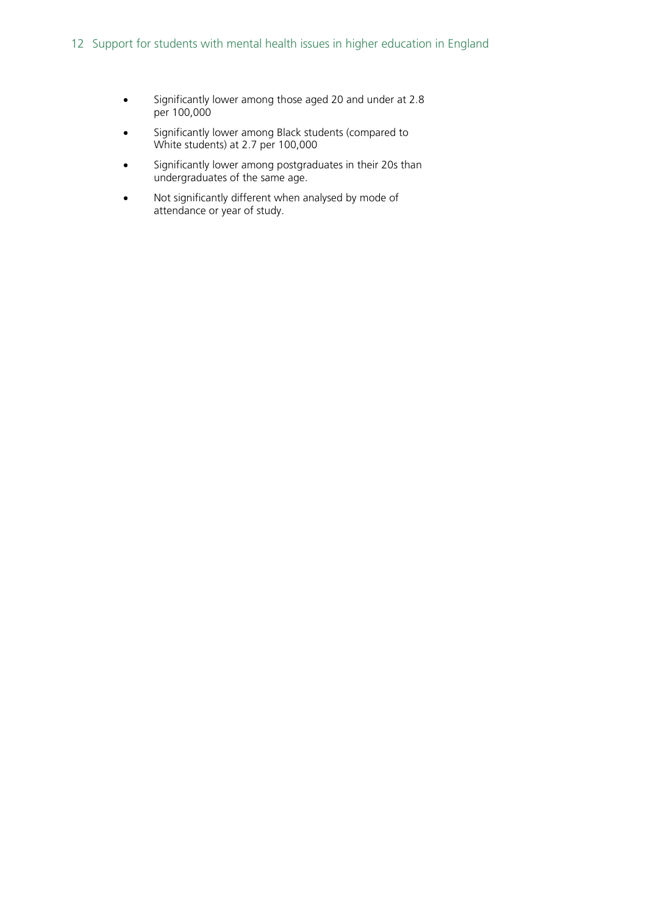- Significantly lower among those aged 20 and under at 2.8 per 100,000
- Significantly lower among Black students (compared to White students) at 2.7 per 100,000
- Significantly lower among postgraduates in their 20s than undergraduates of the same age.
- Not significantly different when analysed by mode of attendance or year of study.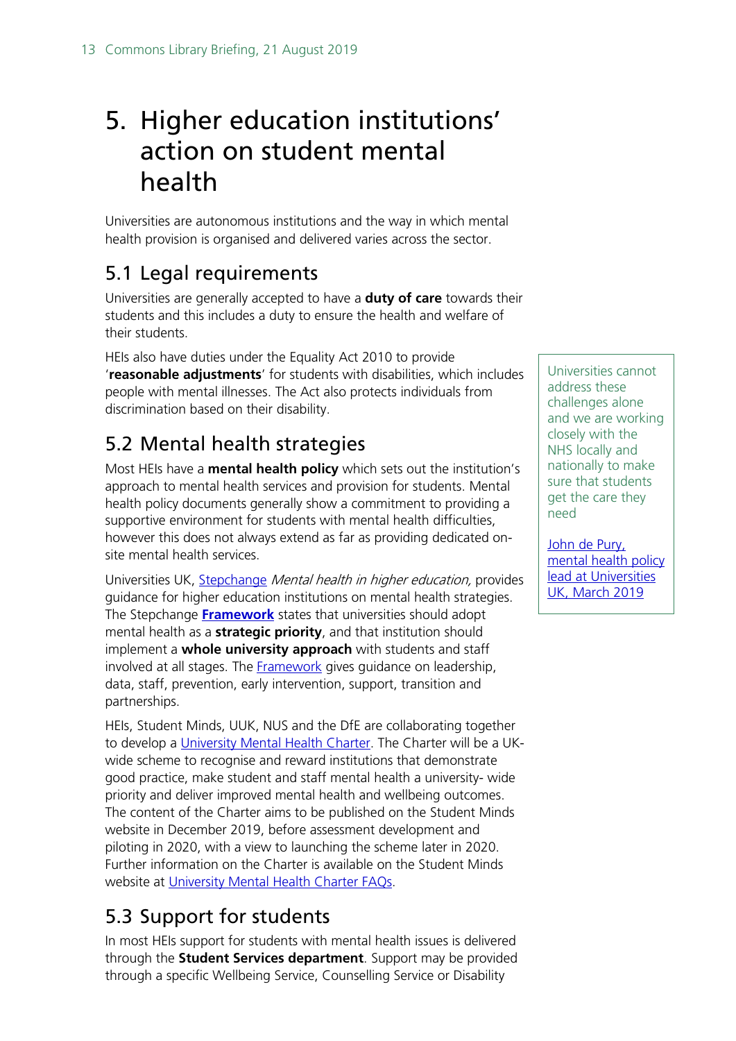# 5. Higher education institutions' action on student mental health

Universities are autonomous institutions and the way in which mental health provision is organised and delivered varies across the sector.

## 5.1 Legal requirements

Universities are generally accepted to have a **duty of care** towards their students and this includes a duty to ensure the health and welfare of their students.

HEIs also have duties under the Equality Act 2010 to provide '**reasonable adjustments**' for students with disabilities, which includes people with mental illnesses. The Act also protects individuals from discrimination based on their disability.

> Universities cannot address these challenges alone and we are working closely with the NHS locally and nationally to make sure that students get the care they need
>
> John de Pury, mental health policy lead at Universities UK, March 2019

## 5.2 Mental health strategies

Most HEIs have a **mental health policy** which sets out the institution's approach to mental health services and provision for students. Mental health policy documents generally show a commitment to providing a supportive environment for students with mental health difficulties, however this does not always extend as far as providing dedicated on-site mental health services.

Universities UK, Stepchange *Mental health in higher education,* provides guidance for higher education institutions on mental health strategies. The Stepchange **Framework** states that universities should adopt mental health as a **strategic priority**, and that institution should implement a **whole university approach** with students and staff involved at all stages. The Framework gives guidance on leadership, data, staff, prevention, early intervention, support, transition and partnerships.

HEIs, Student Minds, UUK, NUS and the DfE are collaborating together to develop a University Mental Health Charter. The Charter will be a UK-wide scheme to recognise and reward institutions that demonstrate good practice, make student and staff mental health a university- wide priority and deliver improved mental health and wellbeing outcomes. The content of the Charter aims to be published on the Student Minds website in December 2019, before assessment development and piloting in 2020, with a view to launching the scheme later in 2020. Further information on the Charter is available on the Student Minds website at University Mental Health Charter FAQs.

## 5.3 Support for students

In most HEIs support for students with mental health issues is delivered through the **Student Services department**. Support may be provided through a specific Wellbeing Service, Counselling Service or Disability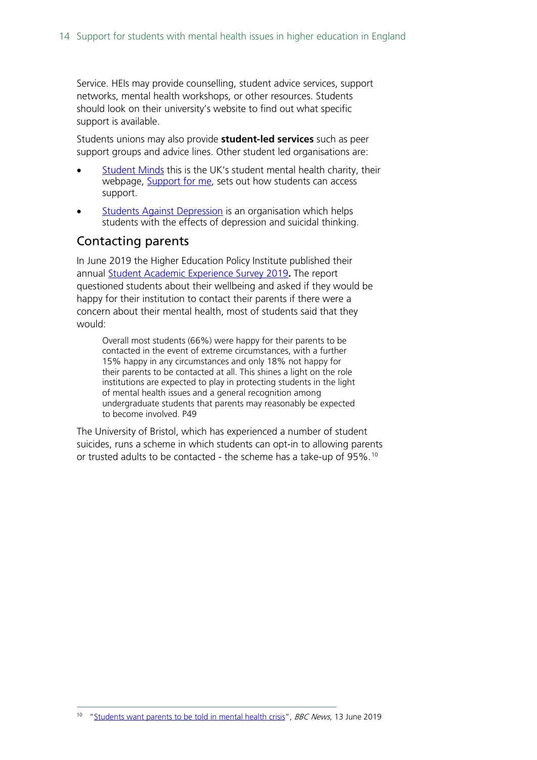Service. HEIs may provide counselling, student advice services, support networks, mental health workshops, or other resources. Students should look on their university's website to find out what specific support is available.

Students unions may also provide **student-led services** such as peer support groups and advice lines. Other student led organisations are:

- Student Minds this is the UK's student mental health charity, their webpage, Support for me, sets out how students can access support.
- Students Against Depression is an organisation which helps students with the effects of depression and suicidal thinking.

## Contacting parents

In June 2019 the Higher Education Policy Institute published their annual Student Academic Experience Survey 2019**.** The report questioned students about their wellbeing and asked if they would be happy for their institution to contact their parents if there were a concern about their mental health, most of students said that they would:

> Overall most students (66%) were happy for their parents to be contacted in the event of extreme circumstances, with a further 15% happy in any circumstances and only 18% not happy for their parents to be contacted at all. This shines a light on the role institutions are expected to play in protecting students in the light of mental health issues and a general recognition among undergraduate students that parents may reasonably be expected to become involved. P49

The University of Bristol, which has experienced a number of student suicides, runs a scheme in which students can opt-in to allowing parents or trusted adults to be contacted - the scheme has a take-up of 95%.[10]

[10] "Students want parents to be told in mental health crisis", *BBC News*, 13 June 2019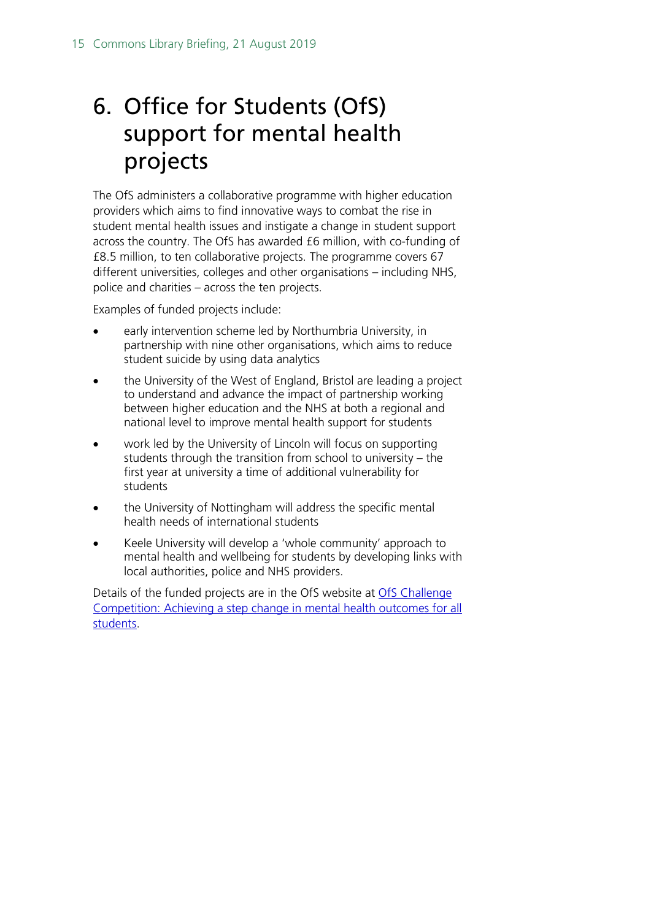# 6. Office for Students (OfS) support for mental health projects

The OfS administers a collaborative programme with higher education providers which aims to find innovative ways to combat the rise in student mental health issues and instigate a change in student support across the country. The OfS has awarded £6 million, with co-funding of £8.5 million, to ten collaborative projects. The programme covers 67 different universities, colleges and other organisations – including NHS, police and charities – across the ten projects.

Examples of funded projects include:

- early intervention scheme led by Northumbria University, in partnership with nine other organisations, which aims to reduce student suicide by using data analytics
- the University of the West of England, Bristol are leading a project to understand and advance the impact of partnership working between higher education and the NHS at both a regional and national level to improve mental health support for students
- work led by the University of Lincoln will focus on supporting students through the transition from school to university – the first year at university a time of additional vulnerability for students
- the University of Nottingham will address the specific mental health needs of international students
- Keele University will develop a 'whole community' approach to mental health and wellbeing for students by developing links with local authorities, police and NHS providers.

Details of the funded projects are in the OfS website at [OfS Challenge Competition: Achieving a step change in mental health outcomes for all students](#).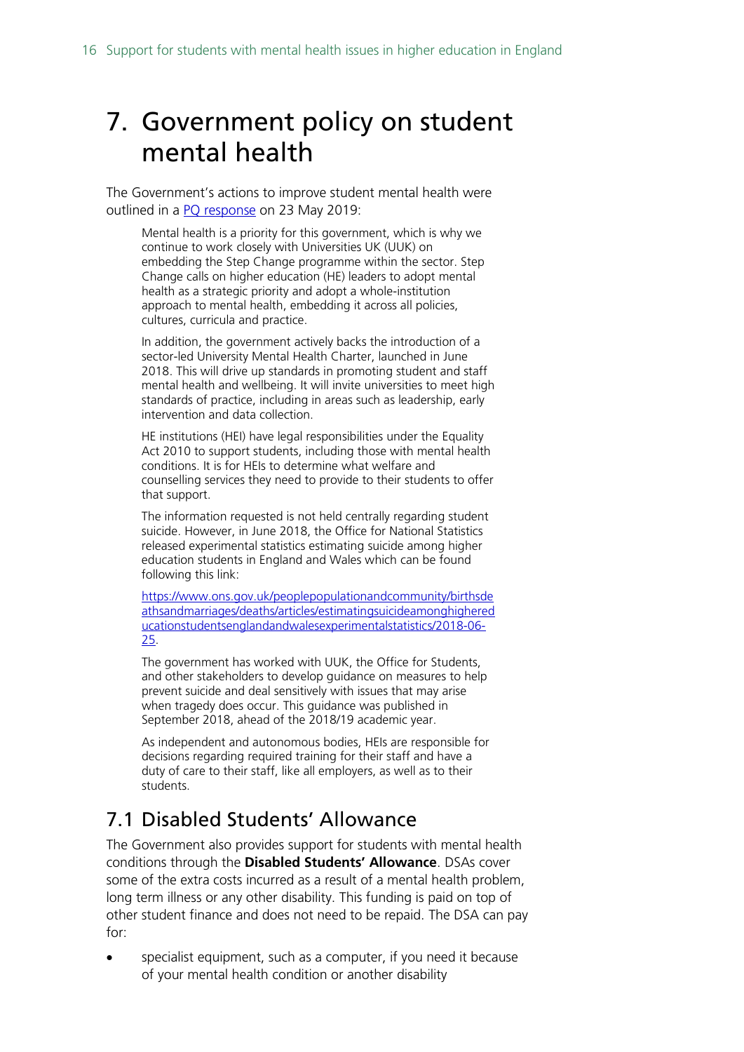# 7. Government policy on student mental health

The Government's actions to improve student mental health were outlined in a [PQ response](#) on 23 May 2019:

> Mental health is a priority for this government, which is why we continue to work closely with Universities UK (UUK) on embedding the Step Change programme within the sector. Step Change calls on higher education (HE) leaders to adopt mental health as a strategic priority and adopt a whole-institution approach to mental health, embedding it across all policies, cultures, curricula and practice.
>
> In addition, the government actively backs the introduction of a sector-led University Mental Health Charter, launched in June 2018. This will drive up standards in promoting student and staff mental health and wellbeing. It will invite universities to meet high standards of practice, including in areas such as leadership, early intervention and data collection.
>
> HE institutions (HEI) have legal responsibilities under the Equality Act 2010 to support students, including those with mental health conditions. It is for HEIs to determine what welfare and counselling services they need to provide to their students to offer that support.
>
> The information requested is not held centrally regarding student suicide. However, in June 2018, the Office for National Statistics released experimental statistics estimating suicide among higher education students in England and Wales which can be found following this link:
>
> [https://www.ons.gov.uk/peoplepopulationandcommunity/birthsdeathsandmarriages/deaths/articles/estimatingsuicideamonghighereducationstudentsenglandandwalesexperimentalstatistics/2018-06-25](https://www.ons.gov.uk/peoplepopulationandcommunity/birthsdeathsandmarriages/deaths/articles/estimatingsuicideamonghighereducationstudentsenglandandwalesexperimentalstatistics/2018-06-25).
>
> The government has worked with UUK, the Office for Students, and other stakeholders to develop guidance on measures to help prevent suicide and deal sensitively with issues that may arise when tragedy does occur. This guidance was published in September 2018, ahead of the 2018/19 academic year.
>
> As independent and autonomous bodies, HEIs are responsible for decisions regarding required training for their staff and have a duty of care to their staff, like all employers, as well as to their students.

## 7.1 Disabled Students' Allowance

The Government also provides support for students with mental health conditions through the **Disabled Students' Allowance**. DSAs cover some of the extra costs incurred as a result of a mental health problem, long term illness or any other disability. This funding is paid on top of other student finance and does not need to be repaid. The DSA can pay for:

- specialist equipment, such as a computer, if you need it because of your mental health condition or another disability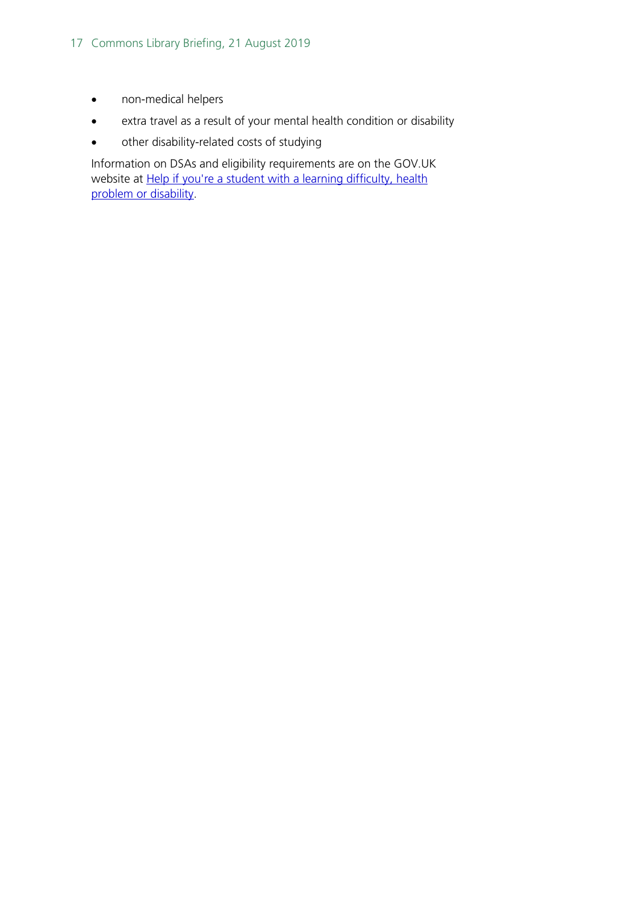- non-medical helpers
- extra travel as a result of your mental health condition or disability
- other disability-related costs of studying

Information on DSAs and eligibility requirements are on the GOV.UK website at Help if you're a student with a learning difficulty, health problem or disability.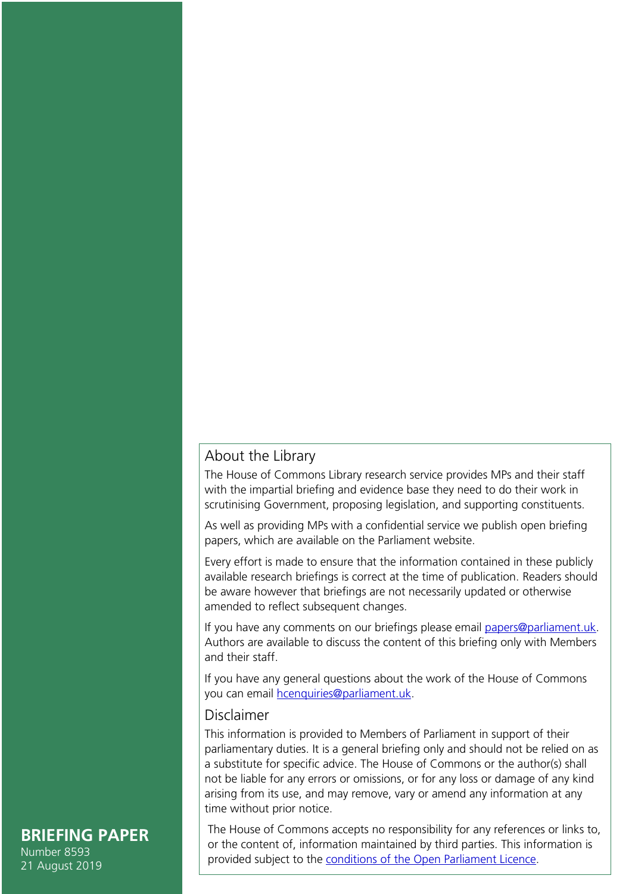**BRIEFING PAPER**
Number 8593
21 August 2019

## About the Library

The House of Commons Library research service provides MPs and their staff with the impartial briefing and evidence base they need to do their work in scrutinising Government, proposing legislation, and supporting constituents.

As well as providing MPs with a confidential service we publish open briefing papers, which are available on the Parliament website.

Every effort is made to ensure that the information contained in these publicly available research briefings is correct at the time of publication. Readers should be aware however that briefings are not necessarily updated or otherwise amended to reflect subsequent changes.

If you have any comments on our briefings please email papers@parliament.uk. Authors are available to discuss the content of this briefing only with Members and their staff.

If you have any general questions about the work of the House of Commons you can email hcenquiries@parliament.uk.

## Disclaimer

This information is provided to Members of Parliament in support of their parliamentary duties. It is a general briefing only and should not be relied on as a substitute for specific advice. The House of Commons or the author(s) shall not be liable for any errors or omissions, or for any loss or damage of any kind arising from its use, and may remove, vary or amend any information at any time without prior notice.

The House of Commons accepts no responsibility for any references or links to, or the content of, information maintained by third parties. This information is provided subject to the conditions of the Open Parliament Licence.